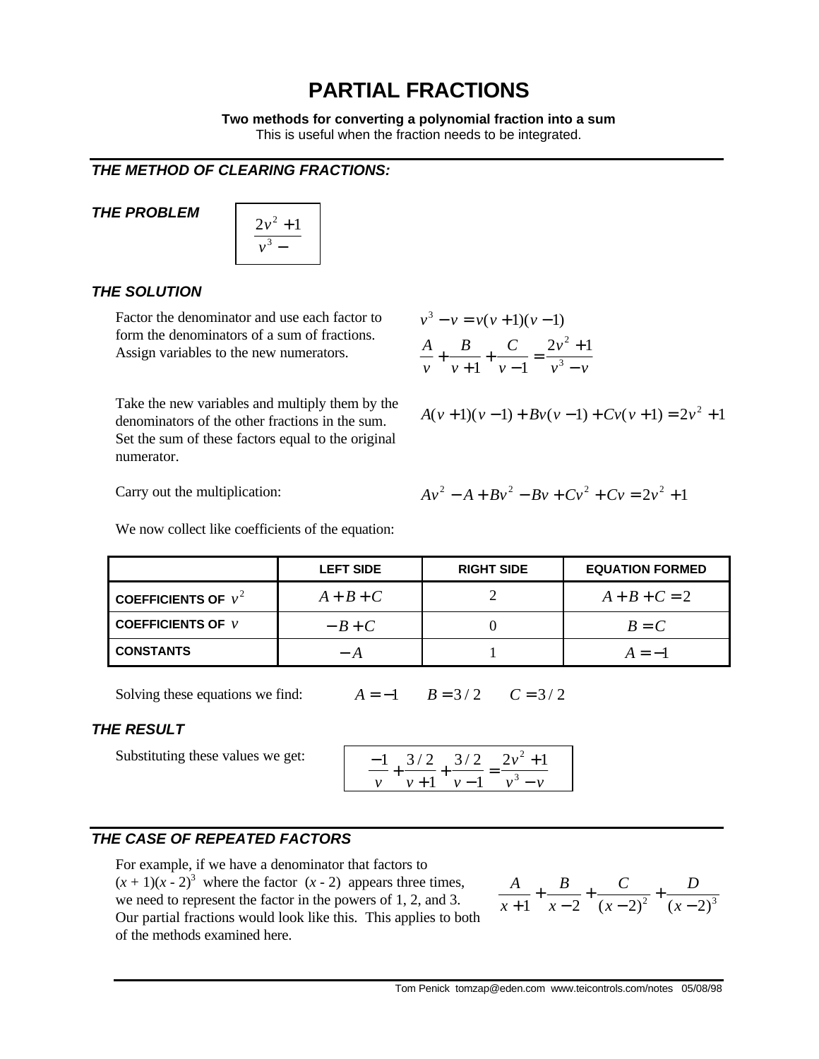# PARTIAL FRACTIONS

**Two methods for converting a polynomial fraction into a sum**

This is useful when the fraction needs to be integrated.

## *THE METHOD OF CLEARING FRACTIONS:*

### *THE PROBLEM*

$$\frac{2v^2+1}{v^3-}$$

### *THE SOLUTION*

Factor the denominator and use each factor to form the denominators of a sum of fractions. Assign variables to the new numerators.

$$v^3 - v = v(v+1)(v-1)$$

$$\frac{A}{v} + \frac{B}{v+1} + \frac{C}{v-1} = \frac{2v^2+1}{v^3-v}$$

Take the new variables and multiply them by the denominators of the other fractions in the sum. Set the sum of these factors equal to the original numerator.

$$A(v+1)(v-1) + Bv(v-1) + Cv(v+1) = 2v^2+1$$

Carry out the multiplication:

$$Av^2 - A + Bv^2 - Bv + Cv^2 + Cv = 2v^2 + 1$$

We now collect like coefficients of the equation:

| | LEFT SIDE | RIGHT SIDE | EQUATION FORMED |
|---|---|---|---|
| **COEFFICIENTS OF** $v^2$ | $A+B+C$ | $2$ | $A+B+C=2$ |
| **COEFFICIENTS OF** $v$ | $-B+C$ | $0$ | $B=C$ |
| **CONSTANTS** | $-A$ | $1$ | $A=-1$ |

Solving these equations we find: $A=-1 \quad B=3/2 \quad C=3/2$

### *THE RESULT*

Substituting these values we get:

$$\frac{-1}{v} + \frac{3/2}{v+1} + \frac{3/2}{v-1} = \frac{2v^2+1}{v^3-v}$$

## *THE CASE OF REPEATED FACTORS*

For example, if we have a denominator that factors to $(x+1)(x-2)^3$ where the factor $(x-2)$ appears three times, we need to represent the factor in the powers of 1, 2, and 3. Our partial fractions would look like this. This applies to both of the methods examined here.

$$\frac{A}{x+1} + \frac{B}{x-2} + \frac{C}{(x-2)^2} + \frac{D}{(x-2)^3}$$

Tom Penick tomzap@eden.com www.teicontrols.com/notes 05/08/98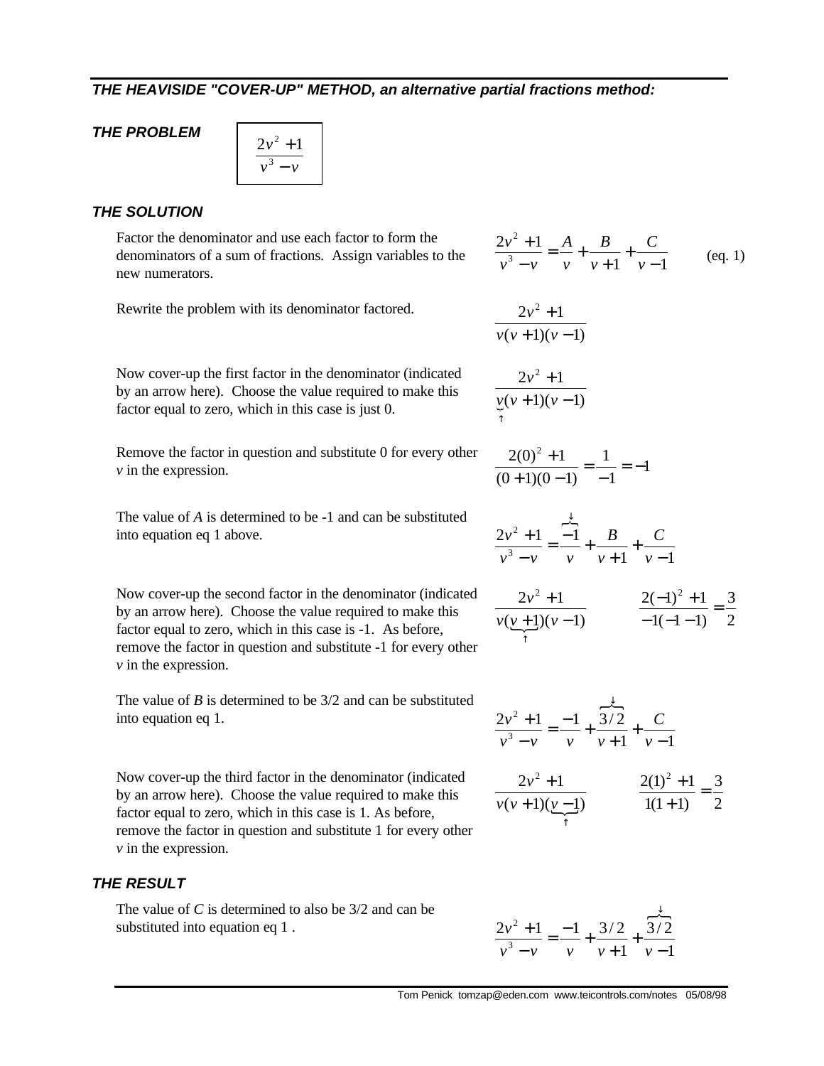### *THE HEAVISIDE "COVER-UP" METHOD, an alternative partial fractions method:*

#### *THE PROBLEM*

$$\frac{2v^2+1}{v^3-v}$$

#### *THE SOLUTION*

Factor the denominator and use each factor to form the denominators of a sum of fractions. Assign variables to the new numerators.

$$\frac{2v^2+1}{v^3-v} = \frac{A}{v} + \frac{B}{v+1} + \frac{C}{v-1} \qquad \text{(eq. 1)}$$

Rewrite the problem with its denominator factored.

$$\frac{2v^2+1}{v(v+1)(v-1)}$$

Now cover-up the first factor in the denominator (indicated by an arrow here). Choose the value required to make this factor equal to zero, which in this case is just 0.

$$\frac{2v^2+1}{\underbrace{v}_{\uparrow}(v+1)(v-1)}$$

Remove the factor in question and substitute 0 for every other *v* in the expression.

$$\frac{2(0)^2+1}{(0+1)(0-1)} = \frac{1}{-1} = -1$$

The value of *A* is determined to be -1 and can be substituted into equation eq 1 above.

$$\frac{2v^2+1}{v^3-v} = \frac{\overbrace{-1}^{\downarrow}}{v} + \frac{B}{v+1} + \frac{C}{v-1}$$

Now cover-up the second factor in the denominator (indicated by an arrow here). Choose the value required to make this factor equal to zero, which in this case is -1. As before, remove the factor in question and substitute -1 for every other *v* in the expression.

$$\frac{2v^2+1}{v\underbrace{(v+1)}_{\uparrow}(v-1)} \qquad \frac{2(-1)^2+1}{-1(-1-1)} = \frac{3}{2}$$

The value of *B* is determined to be 3/2 and can be substituted into equation eq 1.

$$\frac{2v^2+1}{v^3-v} = \frac{-1}{v} + \frac{\overbrace{3/2}^{\downarrow}}{v+1} + \frac{C}{v-1}$$

Now cover-up the third factor in the denominator (indicated by an arrow here). Choose the value required to make this factor equal to zero, which in this case is 1. As before, remove the factor in question and substitute 1 for every other *v* in the expression.

$$\frac{2v^2+1}{v(v+1)\underbrace{(v-1)}_{\uparrow}} \qquad \frac{2(1)^2+1}{1(1+1)} = \frac{3}{2}$$

#### *THE RESULT*

The value of *C* is determined to also be 3/2 and can be substituted into equation eq 1 .

$$\frac{2v^2+1}{v^3-v} = \frac{-1}{v} + \frac{3/2}{v+1} + \frac{\overbrace{3/2}^{\downarrow}}{v-1}$$

Tom Penick tomzap@eden.com www.teicontrols.com/notes 05/08/98